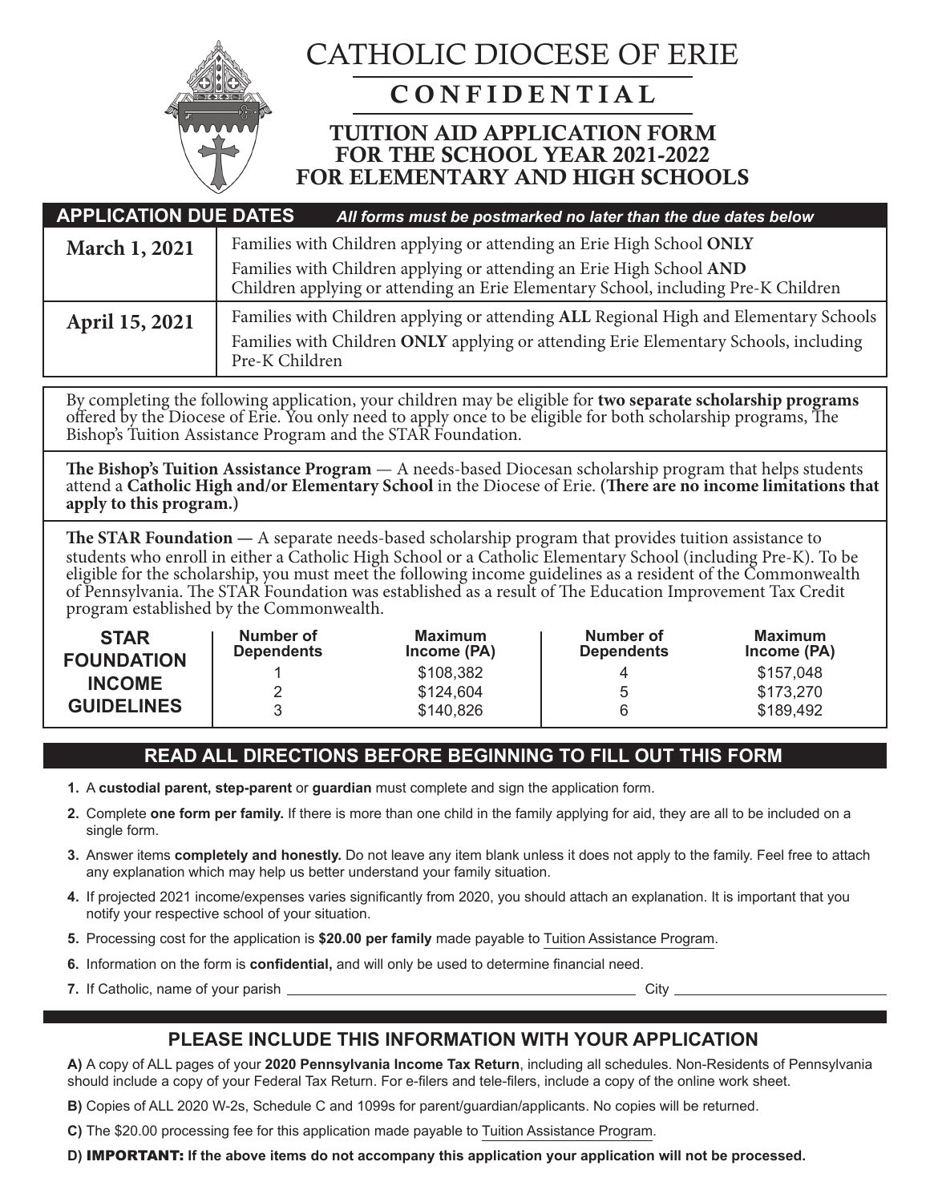# CATHOLIC DIOCESE OF ERIE

## CONFIDENTIAL

## TUITION AID APPLICATION FORM FOR THE SCHOOL YEAR 2021-2022 FOR ELEMENTARY AND HIGH SCHOOLS

| APPLICATION DUE DATES | *All forms must be postmarked no later than the due dates below* |
|---|---|
| **March 1, 2021** | Families with Children applying or attending an Erie High School **ONLY**<br>Families with Children applying or attending an Erie High School **AND** Children applying or attending an Erie Elementary School, including Pre-K Children |
| **April 15, 2021** | Families with Children applying or attending **ALL** Regional High and Elementary Schools<br>Families with Children **ONLY** applying or attending Erie Elementary Schools, including Pre-K Children |

By completing the following application, your children may be eligible for **two separate scholarship programs** offered by the Diocese of Erie. You only need to apply once to be eligible for both scholarship programs, The Bishop's Tuition Assistance Program and the STAR Foundation.

**The Bishop's Tuition Assistance Program** — A needs-based Diocesan scholarship program that helps students attend a **Catholic High and/or Elementary School** in the Diocese of Erie. **(There are no income limitations that apply to this program.)**

**The STAR Foundation —** A separate needs-based scholarship program that provides tuition assistance to students who enroll in either a Catholic High School or a Catholic Elementary School (including Pre-K). To be eligible for the scholarship, you must meet the following income guidelines as a resident of the Commonwealth of Pennsylvania. The STAR Foundation was established as a result of The Education Improvement Tax Credit program established by the Commonwealth.

| STAR FOUNDATION INCOME GUIDELINES | Number of Dependents | Maximum Income (PA) | Number of Dependents | Maximum Income (PA) |
|---|---|---|---|---|
| | 1 | $108,382 | 4 | $157,048 |
| | 2 | $124,604 | 5 | $173,270 |
| | 3 | $140,826 | 6 | $189,492 |

## READ ALL DIRECTIONS BEFORE BEGINNING TO FILL OUT THIS FORM

1. A **custodial parent, step-parent** or **guardian** must complete and sign the application form.
2. Complete **one form per family.** If there is more than one child in the family applying for aid, they are all to be included on a single form.
3. Answer items **completely and honestly.** Do not leave any item blank unless it does not apply to the family. Feel free to attach any explanation which may help us better understand your family situation.
4. If projected 2021 income/expenses varies significantly from 2020, you should attach an explanation. It is important that you notify your respective school of your situation.
5. Processing cost for the application is **$20.00 per family** made payable to Tuition Assistance Program.
6. Information on the form is **confidential,** and will only be used to determine financial need.
7. If Catholic, name of your parish ______________________________ City ____________________

## PLEASE INCLUDE THIS INFORMATION WITH YOUR APPLICATION

**A)** A copy of ALL pages of your **2020 Pennsylvania Income Tax Return**, including all schedules. Non-Residents of Pennsylvania should include a copy of your Federal Tax Return. For e-filers and tele-filers, include a copy of the online work sheet.

**B)** Copies of ALL 2020 W-2s, Schedule C and 1099s for parent/guardian/applicants. No copies will be returned.

**C)** The $20.00 processing fee for this application made payable to Tuition Assistance Program.

**D) IMPORTANT: If the above items do not accompany this application your application will not be processed.**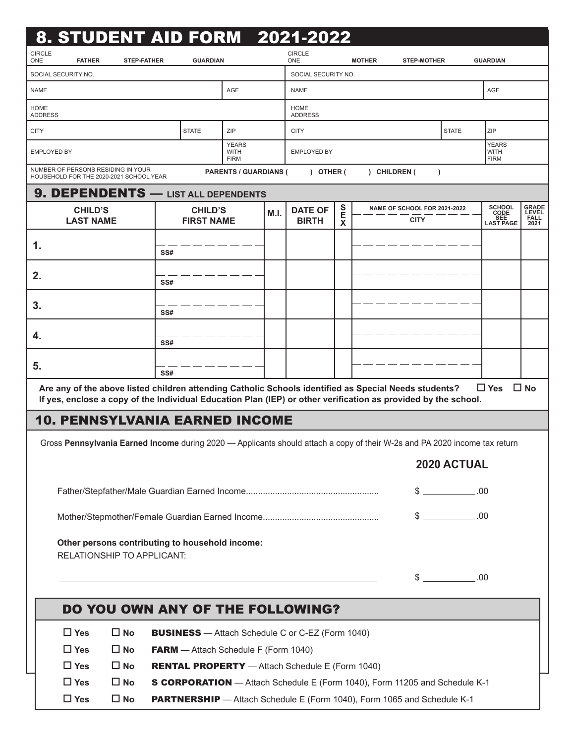# 8. STUDENT AID FORM 2021-2022

| CIRCLE ONE: FATHER STEP-FATHER GUARDIAN | | | | CIRCLE ONE: MOTHER STEP-MOTHER GUARDIAN | | | |
|---|---|---|---|---|---|---|---|
| SOCIAL SECURITY NO. | | | | SOCIAL SECURITY NO. | | | |
| NAME | | | AGE | NAME | | | AGE |
| HOME ADDRESS | | | | HOME ADDRESS | | | |
| CITY | | STATE | ZIP | CITY | | STATE | ZIP |
| EMPLOYED BY | | | YEARS WITH FIRM | EMPLOYED BY | | | YEARS WITH FIRM |

NUMBER OF PERSONS RESIDING IN YOUR HOUSEHOLD FOR THE 2020-2021 SCHOOL YEAR **PARENTS / GUARDIANS ( ) OTHER ( ) CHILDREN ( )**

## 9. DEPENDENTS — LIST ALL DEPENDENTS

| CHILD'S LAST NAME | CHILD'S FIRST NAME | M.I. | DATE OF BIRTH | SEX | NAME OF SCHOOL FOR 2021-2022 / CITY | SCHOOL CODE SEE LAST PAGE | GRADE LEVEL FALL 2021 |
|---|---|---|---|---|---|---|---|
| 1. | SS# | | | | | | |
| 2. | SS# | | | | | | |
| 3. | SS# | | | | | | |
| 4. | SS# | | | | | | |
| 5. | SS# | | | | | | |

**Are any of the above listed children attending Catholic Schools identified as Special Needs students?** ☐ **Yes** ☐ **No**
**If yes, enclose a copy of the Individual Education Plan (IEP) or other verification as provided by the school.**

## 10. PENNSYLVANIA EARNED INCOME

Gross **Pennsylvania Earned Income** during 2020 — Applicants should attach a copy of their W-2s and PA 2020 income tax return

**2020 ACTUAL**

Father/Stepfather/Male Guardian Earned Income...................................................... $ __________.00

Mother/Stepmother/Female Guardian Earned Income................................................ $ __________.00

**Other persons contributing to household income:**
RELATIONSHIP TO APPLICANT:

______________________________________________________ $ __________.00

## DO YOU OWN ANY OF THE FOLLOWING?

☐ **Yes** ☐ **No** **BUSINESS** — Attach Schedule C or C-EZ (Form 1040)

☐ **Yes** ☐ **No** **FARM** — Attach Schedule F (Form 1040)

☐ **Yes** ☐ **No** **RENTAL PROPERTY** — Attach Schedule E (Form 1040)

☐ **Yes** ☐ **No** **S CORPORATION** — Attach Schedule E (Form 1040), Form 11205 and Schedule K-1

☐ **Yes** ☐ **No** **PARTNERSHIP** — Attach Schedule E (Form 1040), Form 1065 and Schedule K-1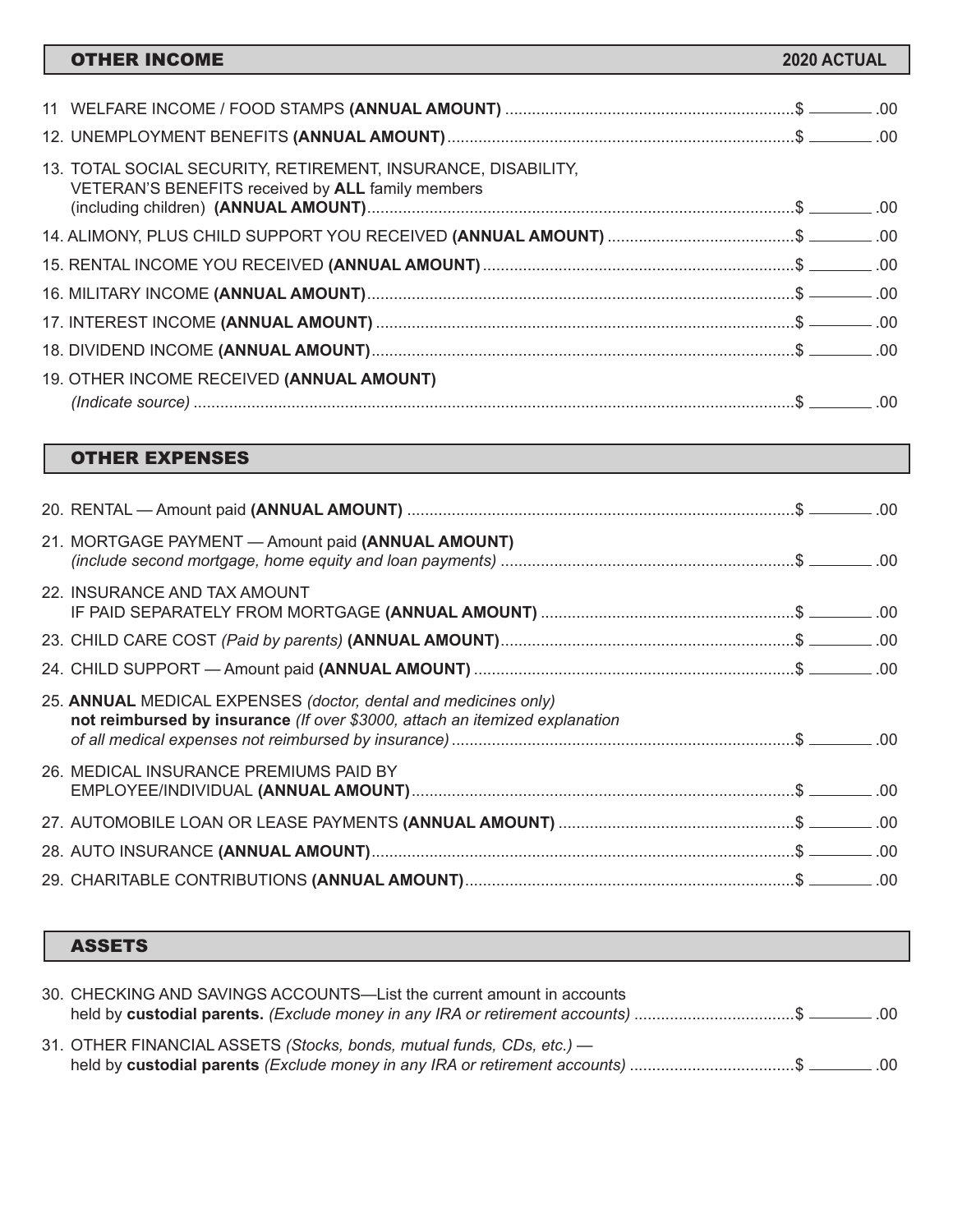## OTHER INCOME — 2020 ACTUAL

11 WELFARE INCOME / FOOD STAMPS **(ANNUAL AMOUNT)** ........ $ ________ .00

12. UNEMPLOYMENT BENEFITS **(ANNUAL AMOUNT)** ........ $ ________ .00

13. TOTAL SOCIAL SECURITY, RETIREMENT, INSURANCE, DISABILITY, VETERAN'S BENEFITS received by **ALL** family members (including children) **(ANNUAL AMOUNT)** ........ $ ________ .00

14. ALIMONY, PLUS CHILD SUPPORT YOU RECEIVED **(ANNUAL AMOUNT)** ........ $ ________ .00

15. RENTAL INCOME YOU RECEIVED **(ANNUAL AMOUNT)** ........ $ ________ .00

16. MILITARY INCOME **(ANNUAL AMOUNT)** ........ $ ________ .00

17. INTEREST INCOME **(ANNUAL AMOUNT)** ........ $ ________ .00

18. DIVIDEND INCOME **(ANNUAL AMOUNT)** ........ $ ________ .00

19. OTHER INCOME RECEIVED **(ANNUAL AMOUNT)**
*(Indicate source)* ........ $ ________ .00

## OTHER EXPENSES

20. RENTAL — Amount paid **(ANNUAL AMOUNT)** ........ $ ________ .00

21. MORTGAGE PAYMENT — Amount paid **(ANNUAL AMOUNT)**
*(include second mortgage, home equity and loan payments)* ........ $ ________ .00

22. INSURANCE AND TAX AMOUNT
IF PAID SEPARATELY FROM MORTGAGE **(ANNUAL AMOUNT)** ........ $ ________ .00

23. CHILD CARE COST *(Paid by parents)* **(ANNUAL AMOUNT)** ........ $ ________ .00

24. CHILD SUPPORT — Amount paid **(ANNUAL AMOUNT)** ........ $ ________ .00

25. **ANNUAL** MEDICAL EXPENSES *(doctor, dental and medicines only)* **not reimbursed by insurance** *(If over $3000, attach an itemized explanation of all medical expenses not reimbursed by insurance)* ........ $ ________ .00

26. MEDICAL INSURANCE PREMIUMS PAID BY EMPLOYEE/INDIVIDUAL **(ANNUAL AMOUNT)** ........ $ ________ .00

27. AUTOMOBILE LOAN OR LEASE PAYMENTS **(ANNUAL AMOUNT)** ........ $ ________ .00

28. AUTO INSURANCE **(ANNUAL AMOUNT)** ........ $ ________ .00

29. CHARITABLE CONTRIBUTIONS **(ANNUAL AMOUNT)** ........ $ ________ .00

## ASSETS

30. CHECKING AND SAVINGS ACCOUNTS—List the current amount in accounts held by **custodial parents.** *(Exclude money in any IRA or retirement accounts)* ........ $ ________ .00

31. OTHER FINANCIAL ASSETS *(Stocks, bonds, mutual funds, CDs, etc.)* — held by **custodial parents** *(Exclude money in any IRA or retirement accounts)* ........ $ ________ .00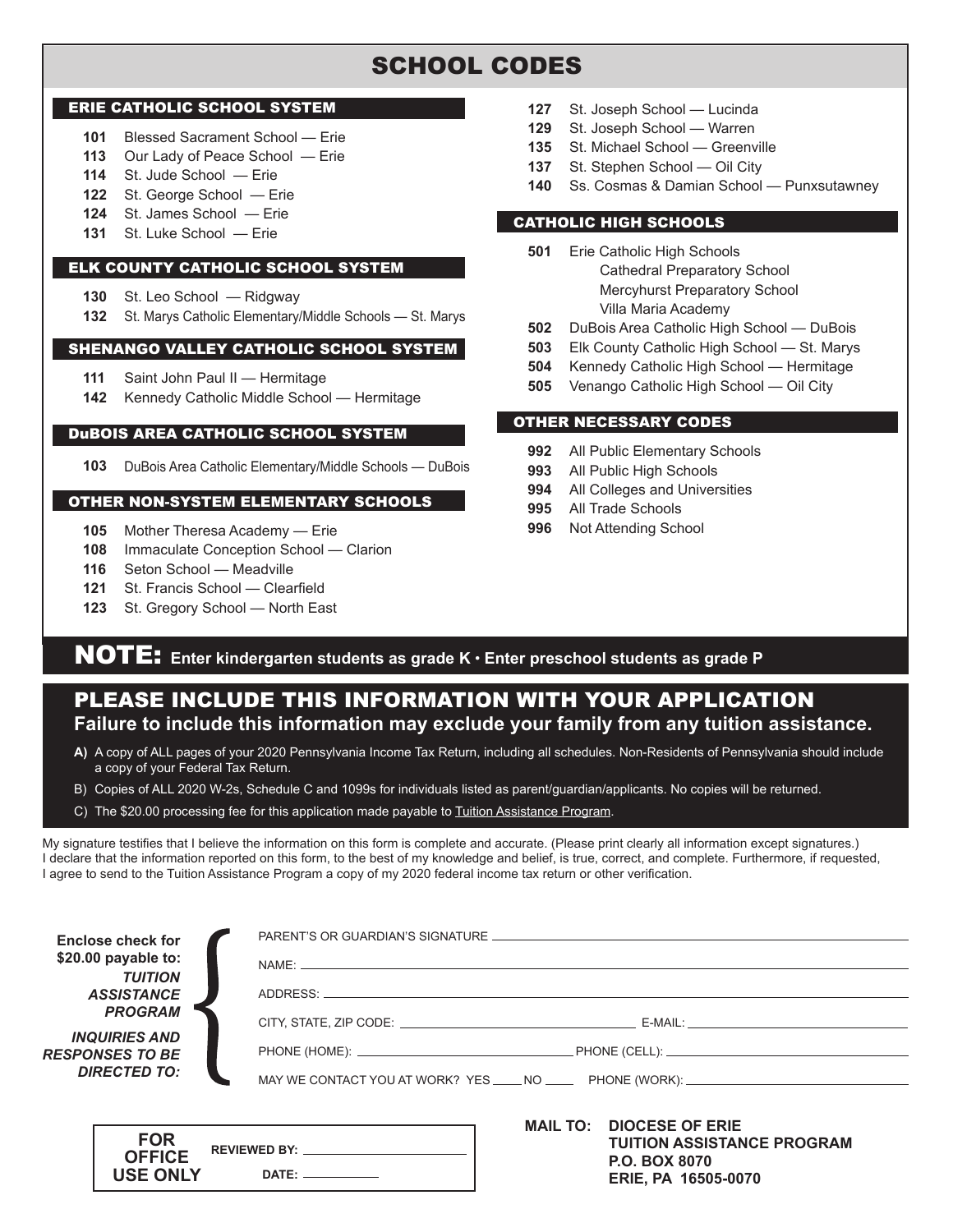# SCHOOL CODES

## ERIE CATHOLIC SCHOOL SYSTEM

- **101** Blessed Sacrament School — Erie
- **113** Our Lady of Peace School — Erie
- **114** St. Jude School — Erie
- **122** St. George School — Erie
- **124** St. James School — Erie
- **131** St. Luke School — Erie

## ELK COUNTY CATHOLIC SCHOOL SYSTEM

- **130** St. Leo School — Ridgway
- **132** St. Marys Catholic Elementary/Middle Schools — St. Marys

## SHENANGO VALLEY CATHOLIC SCHOOL SYSTEM

- **111** Saint John Paul II — Hermitage
- **142** Kennedy Catholic Middle School — Hermitage

## DuBOIS AREA CATHOLIC SCHOOL SYSTEM

- **103** DuBois Area Catholic Elementary/Middle Schools — DuBois

## OTHER NON-SYSTEM ELEMENTARY SCHOOLS

- **105** Mother Theresa Academy — Erie
- **108** Immaculate Conception School — Clarion
- **116** Seton School — Meadville
- **121** St. Francis School — Clearfield
- **123** St. Gregory School — North East
- **127** St. Joseph School — Lucinda
- **129** St. Joseph School — Warren
- **135** St. Michael School — Greenville
- **137** St. Stephen School — Oil City
- **140** Ss. Cosmas & Damian School — Punxsutawney

## CATHOLIC HIGH SCHOOLS

- **501** Erie Catholic High Schools
  - Cathedral Preparatory School
  - Mercyhurst Preparatory School
  - Villa Maria Academy
- **502** DuBois Area Catholic High School — DuBois
- **503** Elk County Catholic High School — St. Marys
- **504** Kennedy Catholic High School — Hermitage
- **505** Venango Catholic High School — Oil City

## OTHER NECESSARY CODES

- **992** All Public Elementary Schools
- **993** All Public High Schools
- **994** All Colleges and Universities
- **995** All Trade Schools
- **996** Not Attending School

**NOTE: Enter kindergarten students as grade K • Enter preschool students as grade P**

## PLEASE INCLUDE THIS INFORMATION WITH YOUR APPLICATION

**Failure to include this information may exclude your family from any tuition assistance.**

**A)** A copy of ALL pages of your 2020 Pennsylvania Income Tax Return, including all schedules. Non-Residents of Pennsylvania should include a copy of your Federal Tax Return.

B) Copies of ALL 2020 W-2s, Schedule C and 1099s for individuals listed as parent/guardian/applicants. No copies will be returned.

C) The $20.00 processing fee for this application made payable to Tuition Assistance Program.

My signature testifies that I believe the information on this form is complete and accurate. (Please print clearly all information except signatures.) I declare that the information reported on this form, to the best of my knowledge and belief, is true, correct, and complete. Furthermore, if requested, I agree to send to the Tuition Assistance Program a copy of my 2020 federal income tax return or other verification.

**Enclose check for $20.00 payable to:** ***TUITION ASSISTANCE PROGRAM***

***INQUIRIES AND RESPONSES TO BE DIRECTED TO:***

PARENT'S OR GUARDIAN'S SIGNATURE ______________________

NAME: ______________________

ADDRESS: ______________________

CITY, STATE, ZIP CODE: ______________________ E-MAIL: ______________________

PHONE (HOME): ______________________ PHONE (CELL): ______________________

MAY WE CONTACT YOU AT WORK? YES ____ NO ____ PHONE (WORK): ______________________

**FOR OFFICE USE ONLY**

**REVIEWED BY:** ______________________

**DATE:** ____________

**MAIL TO: DIOCESE OF ERIE**
**TUITION ASSISTANCE PROGRAM**
**P.O. BOX 8070**
**ERIE, PA 16505-0070**